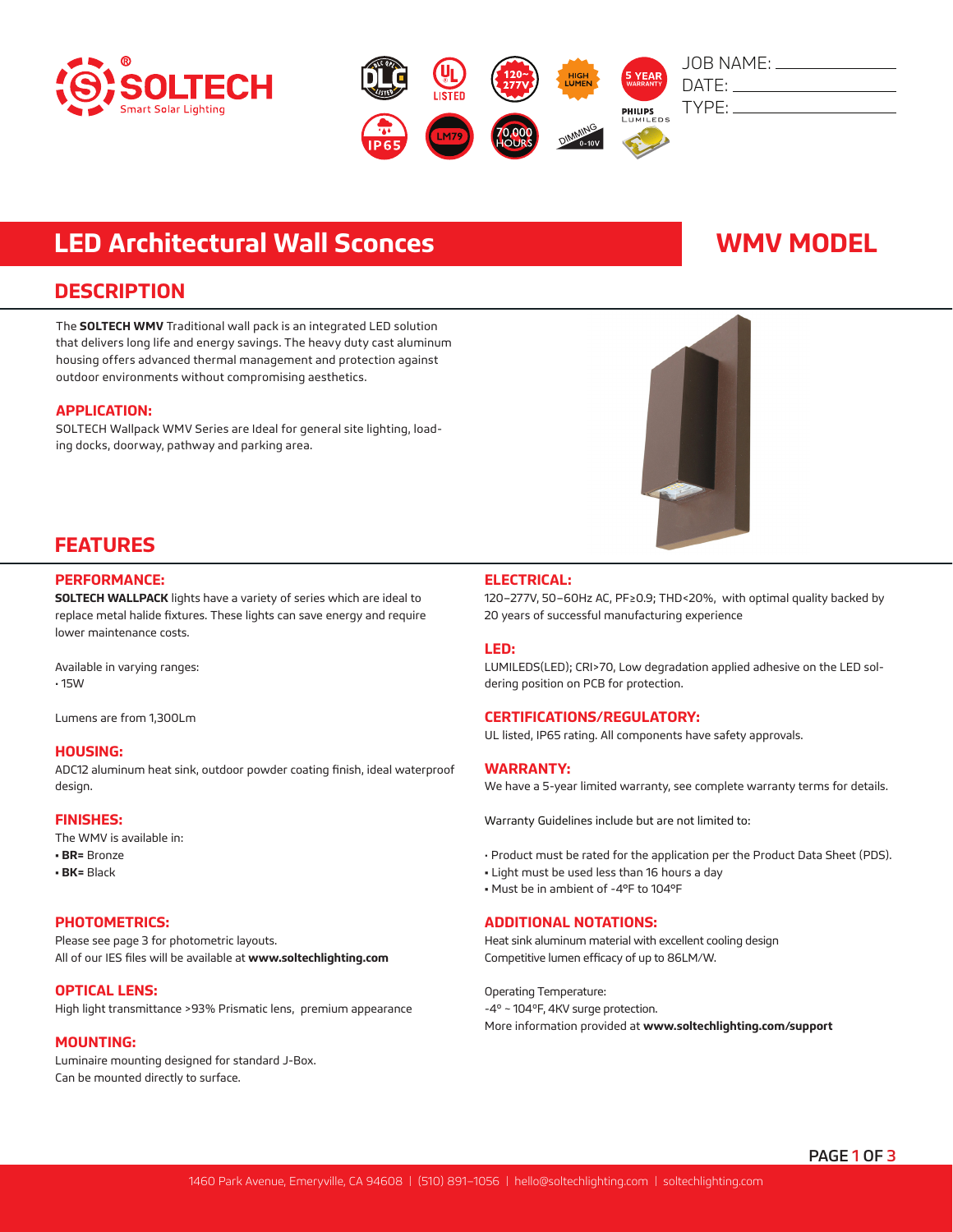JOB NAME: \_\_\_\_\_\_\_\_\_\_\_\_

DATE: \_\_\_\_\_\_\_\_\_\_\_\_

TYPE: \_\_\_\_\_\_\_\_\_\_\_\_

# LED Architectural Wall Sconces

# WMV MODEL

## DESCRIPTION

The **SOLTECH WMV** Traditional wall pack is an integrated LED solution that delivers long life and energy savings. The heavy duty cast aluminum housing offers advanced thermal management and protection against outdoor environments without compromising aesthetics.

### APPLICATION:

SOLTECH Wallpack WMV Series are Ideal for general site lighting, loading docks, doorway, pathway and parking area.

## FEATURES

### PERFORMANCE:

**SOLTECH WALLPACK** lights have a variety of series which are ideal to replace metal halide fixtures. These lights can save energy and require lower maintenance costs.

Available in varying ranges:
- 15W

Lumens are from 1,300Lm

### HOUSING:

ADC12 aluminum heat sink, outdoor powder coating finish, ideal waterproof design.

### FINISHES:

The WMV is available in:
- **BR=** Bronze
- **BK=** Black

### PHOTOMETRICS:

Please see page 3 for photometric layouts.
All of our IES files will be available at **www.soltechlighting.com**

### OPTICAL LENS:

High light transmittance >93% Prismatic lens, premium appearance

### MOUNTING:

Luminaire mounting designed for standard J-Box.
Can be mounted directly to surface.

### ELECTRICAL:

120–277V, 50–60Hz AC, PF≥0.9; THD<20%, with optimal quality backed by 20 years of successful manufacturing experience

### LED:

LUMILEDS(LED); CRI>70, Low degradation applied adhesive on the LED soldering position on PCB for protection.

### CERTIFICATIONS/REGULATORY:

UL listed, IP65 rating. All components have safety approvals.

### WARRANTY:

We have a 5-year limited warranty, see complete warranty terms for details.

Warranty Guidelines include but are not limited to:

- Product must be rated for the application per the Product Data Sheet (PDS).
- Light must be used less than 16 hours a day
- Must be in ambient of -4°F to 104°F

### ADDITIONAL NOTATIONS:

Heat sink aluminum material with excellent cooling design
Competitive lumen efficacy of up to 86LM/W.

Operating Temperature:
-4° ~ 104°F, 4KV surge protection.
More information provided at **www.soltechlighting.com/support**

1460 Park Avenue, Emeryville, CA 94608 | (510) 891–1056 | hello@soltechlighting.com | soltechlighting.com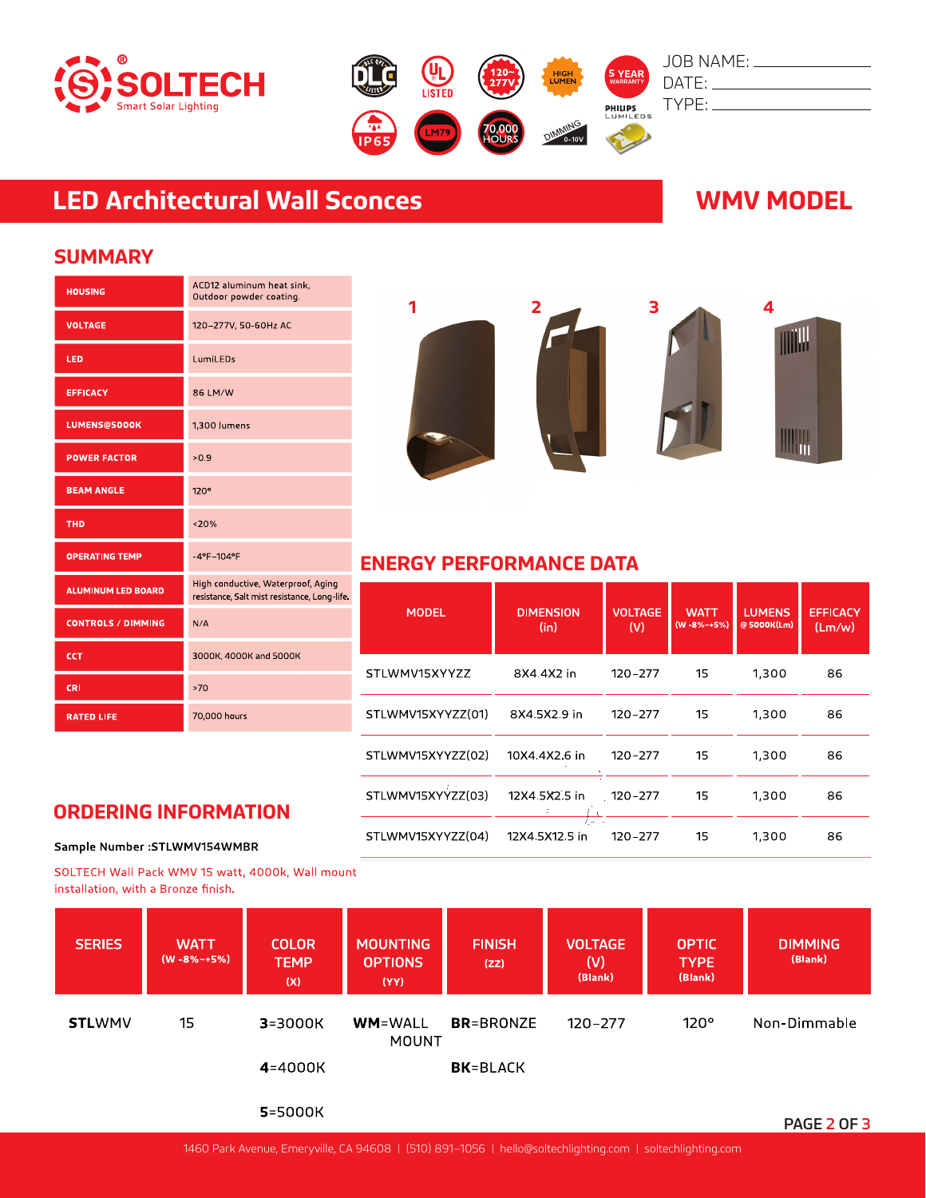SOLTECH
Smart Solar Lighting

JOB NAME: ____________
DATE: ____________
TYPE: ____________

# LED Architectural Wall Sconces

# WMV MODEL

## SUMMARY

| | |
|---|---|
| HOUSING | ACD12 aluminum heat sink, Outdoor powder coating. |
| VOLTAGE | 120–277V, 50-60Hz AC |
| LED | LumiLEDs |
| EFFICACY | 86 LM/W |
| LUMENS@5000K | 1,300 lumens |
| POWER FACTOR | >0.9 |
| BEAM ANGLE | 120° |
| THD | <20% |
| OPERATING TEMP | -4°F–104°F |
| ALUMINUM LED BOARD | High conductive, Waterproof, Aging resistance, Salt mist resistance, Long-life. |
| CONTROLS / DIMMING | N/A |
| CCT | 3000K, 4000K and 5000K |
| CRI | >70 |
| RATED LIFE | 70,000 hours |

1 2 3 4

## ENERGY PERFORMANCE DATA

| MODEL | DIMENSION (in) | VOLTAGE (V) | WATT (W -8%~+5%) | LUMENS @ 5000K(Lm) | EFFICACY (Lm/w) |
|---|---|---|---|---|---|
| STLWMV15XYYZZ | 8X4.4X2 in | 120-277 | 15 | 1,300 | 86 |
| STLWMV15XYYZZ(01) | 8X4.5X2.9 in | 120-277 | 15 | 1,300 | 86 |
| STLWMV15XYYZZ(02) | 10X4.4X2.6 in | 120-277 | 15 | 1,300 | 86 |
| STLWMV15XYYZZ(03) | 12X4.5X2.5 in | 120-277 | 15 | 1,300 | 86 |
| STLWMV15XYYZZ(04) | 12X4.5X12.5 in | 120-277 | 15 | 1,300 | 86 |

## ORDERING INFORMATION

**Sample Number :STLWMV154WMBR**

SOLTECH Wall Pack WMV 15 watt, 4000k, Wall mount installation, with a Bronze finish.

| SERIES | WATT (W -8%~+5%) | COLOR TEMP (X) | MOUNTING OPTIONS (YY) | FINISH (ZZ) | VOLTAGE (V) (Blank) | OPTIC TYPE (Blank) | DIMMING (Blank) |
|---|---|---|---|---|---|---|---|
| **STL**WMV | 15 | **3**=3000K | **WM**=WALL MOUNT | **BR**=BRONZE | 120-277 | 120° | Non-Dimmable |
| | | **4**=4000K | | **BK**=BLACK | | | |
| | | **5**=5000K | | | | | |

1460 Park Avenue, Emeryville, CA 94608 | (510) 891-1056 | hello@soltechlighting.com | soltechlighting.com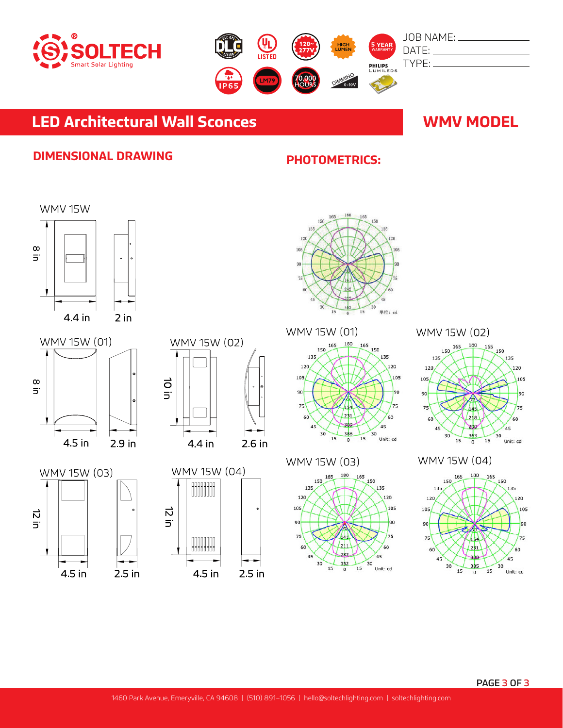JOB NAME: \_\_\_\_\_\_\_\_\_\_\_\_

DATE: \_\_\_\_\_\_\_\_\_\_\_\_

TYPE: \_\_\_\_\_\_\_\_\_\_\_\_

## LED Architectural Wall Sconces

## WMV MODEL

### DIMENSIONAL DRAWING

WMV 15W

8 in

4.4 in

2 in

WMV 15W (01)

8 in

4.5 in

2.9 in

WMV 15W (02)

10 in

4.4 in

2.6 in

WMV 15W (03)

12 in

4.5 in

2.5 in

WMV 15W (04)

12 in

4.5 in

2.5 in

### PHOTOMETRICS:

单位: cd

WMV 15W (01)

Unit: cd

WMV 15W (02)

Unit: cd

WMV 15W (03)

Unit: cd

WMV 15W (04)

Unit: cd

1460 Park Avenue, Emeryville, CA 94608 | (510) 891-1056 | hello@soltechlighting.com | soltechlighting.com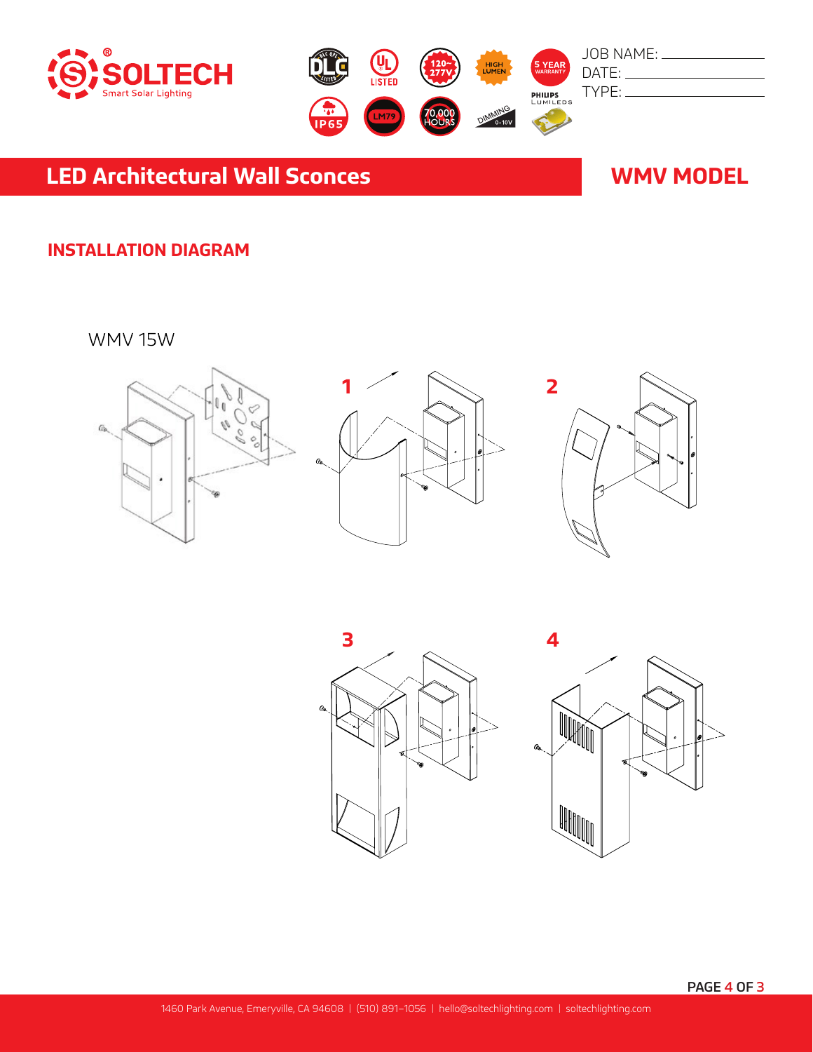# LED Architectural Wall Sconces

## WMV MODEL

JOB NAME: \_\_\_\_\_\_\_\_\_\_\_\_\_\_

DATE: \_\_\_\_\_\_\_\_\_\_\_\_\_\_

TYPE: \_\_\_\_\_\_\_\_\_\_\_\_\_\_

## INSTALLATION DIAGRAM

WMV 15W

1

2

3

4

1460 Park Avenue, Emeryville, CA 94608 | (510) 891–1056 | hello@soltechlighting.com | soltechlighting.com